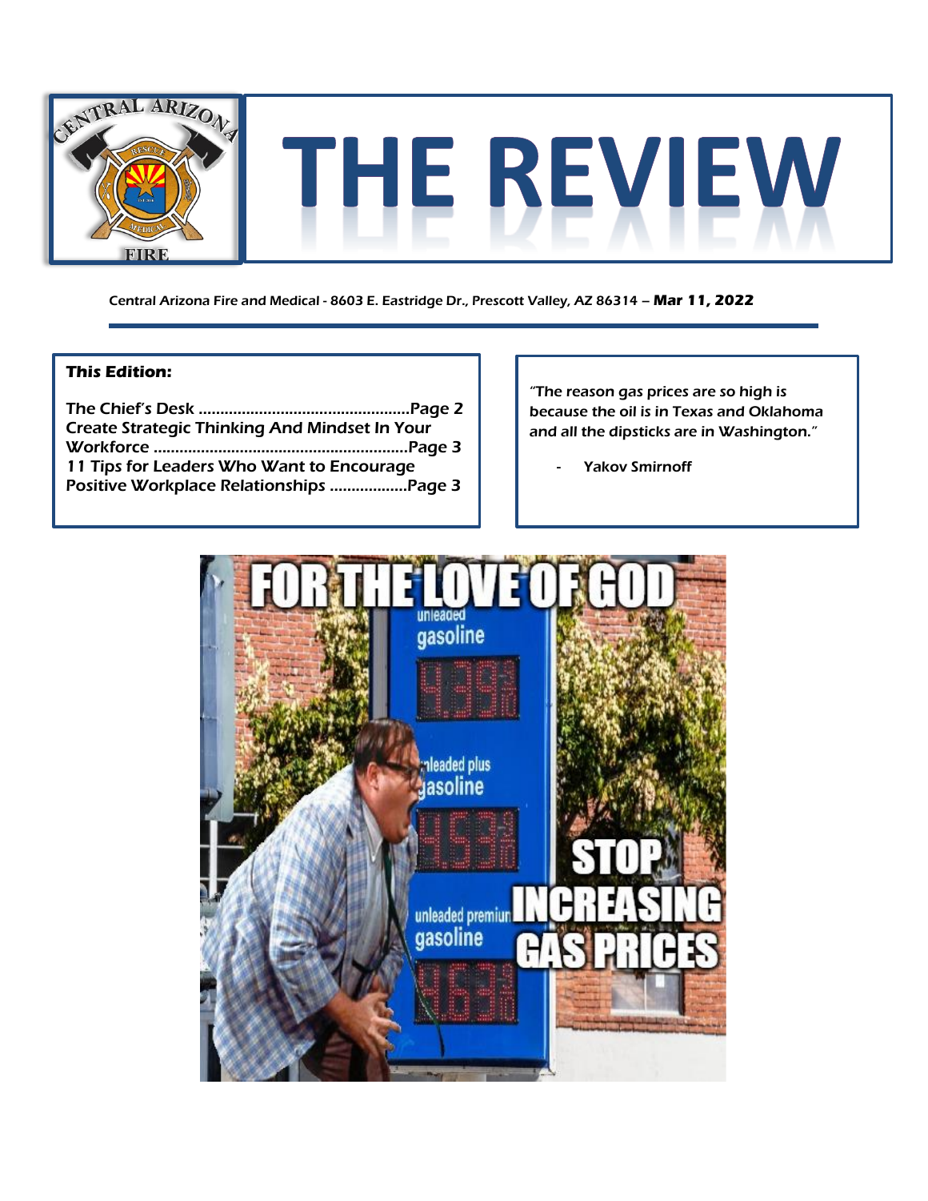# THE REVIEW

Central Arizona Fire and Medical - 8603 E. Eastridge Dr., Prescott Valley, AZ 86314 – **Mar 11, 2022**

**This Edition:**

The Chief's Desk ..................................................Page 2
Create Strategic Thinking And Mindset In Your Workforce ..........................................................Page 3
11 Tips for Leaders Who Want to Encourage Positive Workplace Relationships ..................Page 3

*"The reason gas prices are so high is because the oil is in Texas and Oklahoma and all the dipsticks are in Washington."*

- Yakov Smirnoff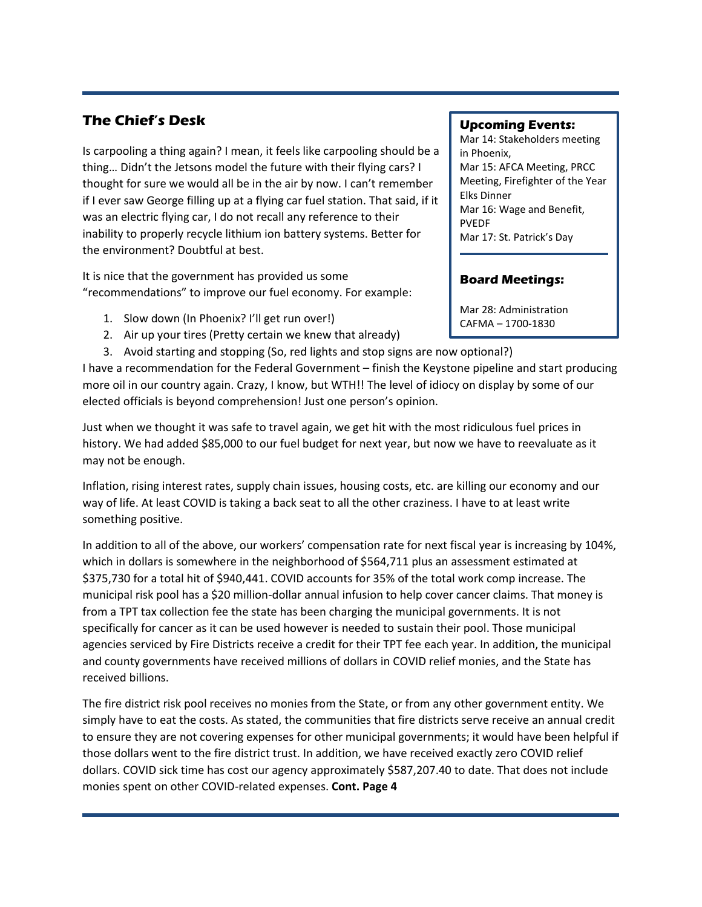## The Chief's Desk

Is carpooling a thing again? I mean, it feels like carpooling should be a thing… Didn't the Jetsons model the future with their flying cars? I thought for sure we would all be in the air by now. I can't remember if I ever saw George filling up at a flying car fuel station. That said, if it was an electric flying car, I do not recall any reference to their inability to properly recycle lithium ion battery systems. Better for the environment? Doubtful at best.

It is nice that the government has provided us some "recommendations" to improve our fuel economy. For example:

1. Slow down (In Phoenix? I'll get run over!)
2. Air up your tires (Pretty certain we knew that already)
3. Avoid starting and stopping (So, red lights and stop signs are now optional?)

I have a recommendation for the Federal Government – finish the Keystone pipeline and start producing more oil in our country again. Crazy, I know, but WTH!! The level of idiocy on display by some of our elected officials is beyond comprehension! Just one person's opinion.

Just when we thought it was safe to travel again, we get hit with the most ridiculous fuel prices in history. We had added $85,000 to our fuel budget for next year, but now we have to reevaluate as it may not be enough.

Inflation, rising interest rates, supply chain issues, housing costs, etc. are killing our economy and our way of life. At least COVID is taking a back seat to all the other craziness. I have to at least write something positive.

In addition to all of the above, our workers' compensation rate for next fiscal year is increasing by 104%, which in dollars is somewhere in the neighborhood of $564,711 plus an assessment estimated at $375,730 for a total hit of $940,441. COVID accounts for 35% of the total work comp increase. The municipal risk pool has a $20 million-dollar annual infusion to help cover cancer claims. That money is from a TPT tax collection fee the state has been charging the municipal governments. It is not specifically for cancer as it can be used however is needed to sustain their pool. Those municipal agencies serviced by Fire Districts receive a credit for their TPT fee each year. In addition, the municipal and county governments have received millions of dollars in COVID relief monies, and the State has received billions.

The fire district risk pool receives no monies from the State, or from any other government entity. We simply have to eat the costs. As stated, the communities that fire districts serve receive an annual credit to ensure they are not covering expenses for other municipal governments; it would have been helpful if those dollars went to the fire district trust. In addition, we have received exactly zero COVID relief dollars. COVID sick time has cost our agency approximately $587,207.40 to date. That does not include monies spent on other COVID-related expenses. **Cont. Page 4**

### Upcoming Events:

Mar 14: Stakeholders meeting in Phoenix,
Mar 15: AFCA Meeting, PRCC Meeting, Firefighter of the Year Elks Dinner
Mar 16: Wage and Benefit, PVEDF
Mar 17: St. Patrick's Day

### Board Meetings:

Mar 28: Administration CAFMA – 1700-1830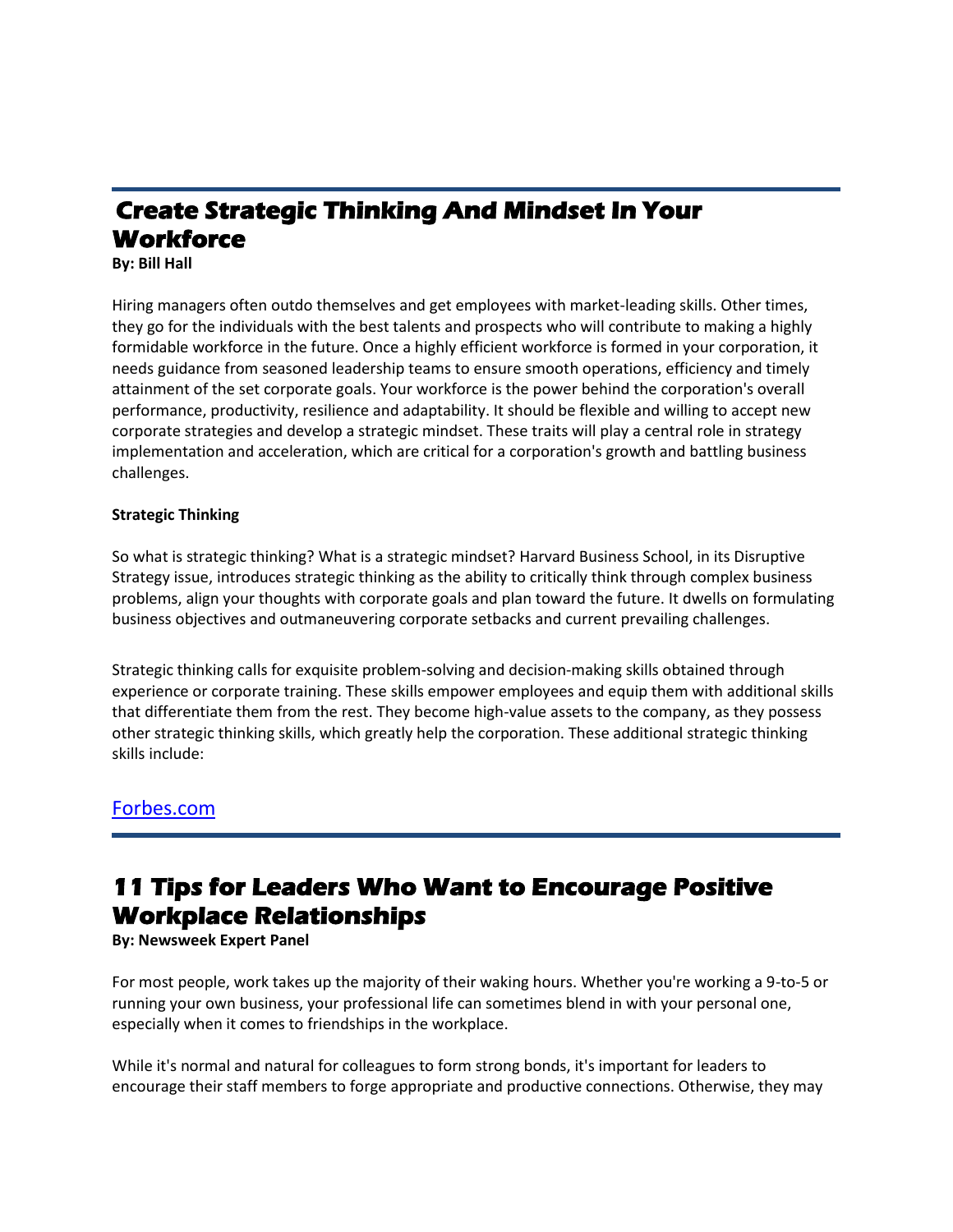## Create Strategic Thinking And Mindset In Your Workforce

**By: Bill Hall**

Hiring managers often outdo themselves and get employees with market-leading skills. Other times, they go for the individuals with the best talents and prospects who will contribute to making a highly formidable workforce in the future. Once a highly efficient workforce is formed in your corporation, it needs guidance from seasoned leadership teams to ensure smooth operations, efficiency and timely attainment of the set corporate goals. Your workforce is the power behind the corporation's overall performance, productivity, resilience and adaptability. It should be flexible and willing to accept new corporate strategies and develop a strategic mindset. These traits will play a central role in strategy implementation and acceleration, which are critical for a corporation's growth and battling business challenges.

**Strategic Thinking**

So what is strategic thinking? What is a strategic mindset? Harvard Business School, in its Disruptive Strategy issue, introduces strategic thinking as the ability to critically think through complex business problems, align your thoughts with corporate goals and plan toward the future. It dwells on formulating business objectives and outmaneuvering corporate setbacks and current prevailing challenges.

Strategic thinking calls for exquisite problem-solving and decision-making skills obtained through experience or corporate training. These skills empower employees and equip them with additional skills that differentiate them from the rest. They become high-value assets to the company, as they possess other strategic thinking skills, which greatly help the corporation. These additional strategic thinking skills include:

Forbes.com

## 11 Tips for Leaders Who Want to Encourage Positive Workplace Relationships

**By: Newsweek Expert Panel**

For most people, work takes up the majority of their waking hours. Whether you're working a 9-to-5 or running your own business, your professional life can sometimes blend in with your personal one, especially when it comes to friendships in the workplace.

While it's normal and natural for colleagues to form strong bonds, it's important for leaders to encourage their staff members to forge appropriate and productive connections. Otherwise, they may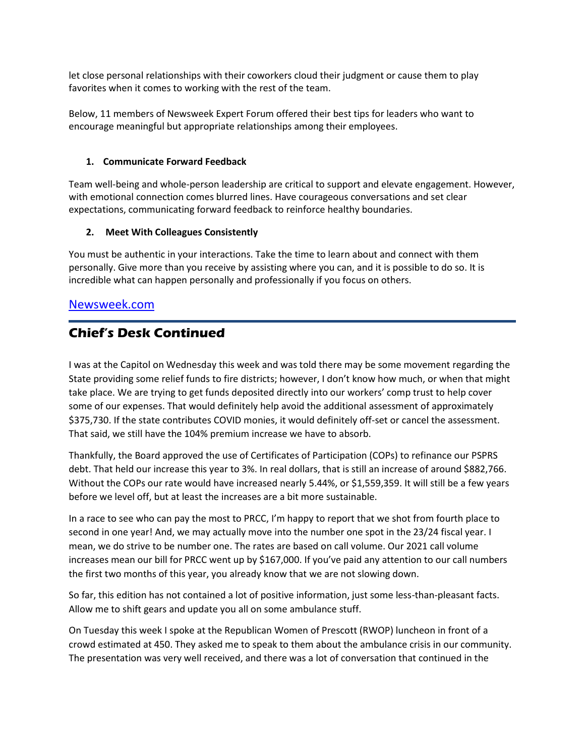let close personal relationships with their coworkers cloud their judgment or cause them to play favorites when it comes to working with the rest of the team.

Below, 11 members of Newsweek Expert Forum offered their best tips for leaders who want to encourage meaningful but appropriate relationships among their employees.

1. **Communicate Forward Feedback**

Team well-being and whole-person leadership are critical to support and elevate engagement. However, with emotional connection comes blurred lines. Have courageous conversations and set clear expectations, communicating forward feedback to reinforce healthy boundaries.

2. **Meet With Colleagues Consistently**

You must be authentic in your interactions. Take the time to learn about and connect with them personally. Give more than you receive by assisting where you can, and it is possible to do so. It is incredible what can happen personally and professionally if you focus on others.

[Newsweek.com](Newsweek.com)

---

## Chief's Desk Continued

I was at the Capitol on Wednesday this week and was told there may be some movement regarding the State providing some relief funds to fire districts; however, I don't know how much, or when that might take place. We are trying to get funds deposited directly into our workers' comp trust to help cover some of our expenses. That would definitely help avoid the additional assessment of approximately $375,730. If the state contributes COVID monies, it would definitely off-set or cancel the assessment. That said, we still have the 104% premium increase we have to absorb.

Thankfully, the Board approved the use of Certificates of Participation (COPs) to refinance our PSPRS debt. That held our increase this year to 3%. In real dollars, that is still an increase of around $882,766. Without the COPs our rate would have increased nearly 5.44%, or $1,559,359. It will still be a few years before we level off, but at least the increases are a bit more sustainable.

In a race to see who can pay the most to PRCC, I'm happy to report that we shot from fourth place to second in one year! And, we may actually move into the number one spot in the 23/24 fiscal year. I mean, we do strive to be number one. The rates are based on call volume. Our 2021 call volume increases mean our bill for PRCC went up by $167,000. If you've paid any attention to our call numbers the first two months of this year, you already know that we are not slowing down.

So far, this edition has not contained a lot of positive information, just some less-than-pleasant facts. Allow me to shift gears and update you all on some ambulance stuff.

On Tuesday this week I spoke at the Republican Women of Prescott (RWOP) luncheon in front of a crowd estimated at 450. They asked me to speak to them about the ambulance crisis in our community. The presentation was very well received, and there was a lot of conversation that continued in the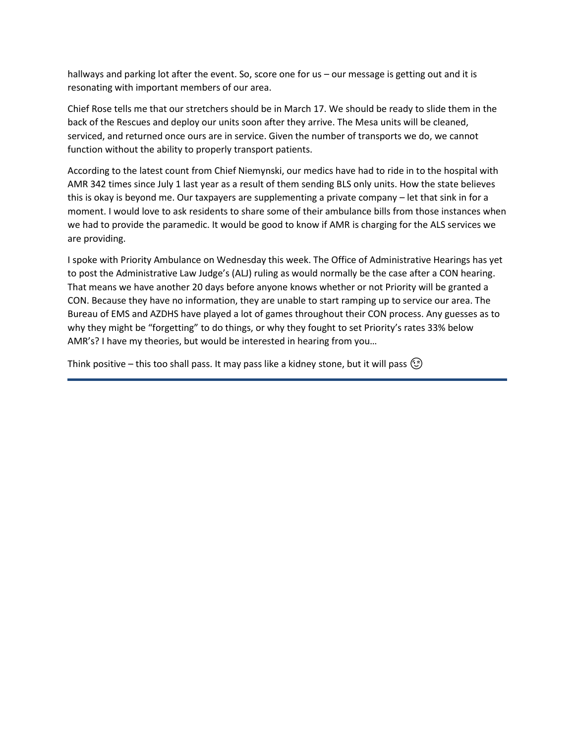hallways and parking lot after the event. So, score one for us – our message is getting out and it is resonating with important members of our area.

Chief Rose tells me that our stretchers should be in March 17. We should be ready to slide them in the back of the Rescues and deploy our units soon after they arrive. The Mesa units will be cleaned, serviced, and returned once ours are in service. Given the number of transports we do, we cannot function without the ability to properly transport patients.

According to the latest count from Chief Niemynski, our medics have had to ride in to the hospital with AMR 342 times since July 1 last year as a result of them sending BLS only units. How the state believes this is okay is beyond me. Our taxpayers are supplementing a private company – let that sink in for a moment. I would love to ask residents to share some of their ambulance bills from those instances when we had to provide the paramedic. It would be good to know if AMR is charging for the ALS services we are providing.

I spoke with Priority Ambulance on Wednesday this week. The Office of Administrative Hearings has yet to post the Administrative Law Judge's (ALJ) ruling as would normally be the case after a CON hearing. That means we have another 20 days before anyone knows whether or not Priority will be granted a CON. Because they have no information, they are unable to start ramping up to service our area. The Bureau of EMS and AZDHS have played a lot of games throughout their CON process. Any guesses as to why they might be "forgetting" to do things, or why they fought to set Priority's rates 33% below AMR's? I have my theories, but would be interested in hearing from you…

Think positive – this too shall pass. It may pass like a kidney stone, but it will pass 😉

---